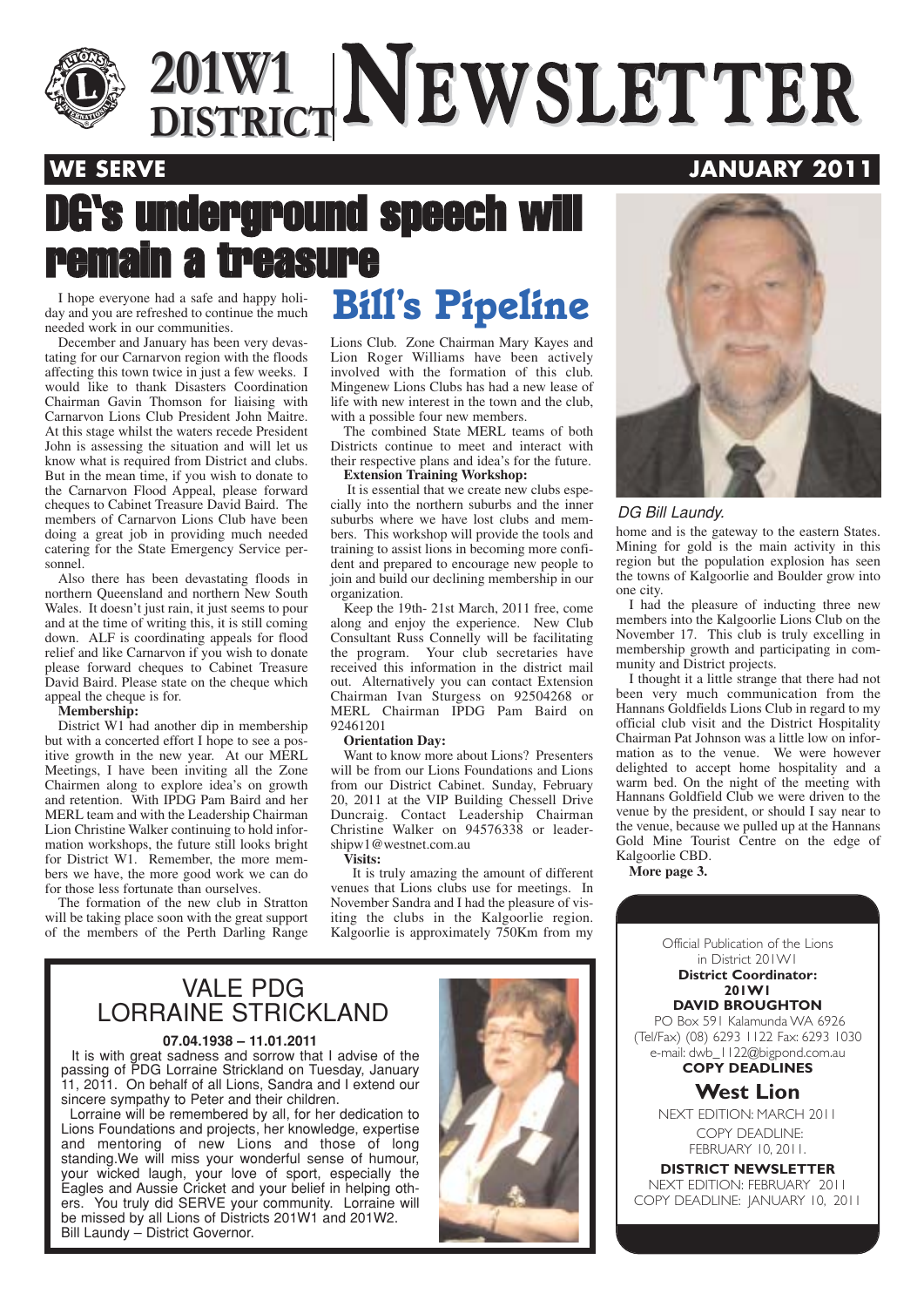# 201W1 DISTRICT NEWSLETTER

**WE SERVE** **JANUARY 2011**

# DG's underground speech will remain a treasure

## Bill's Pipeline

I hope everyone had a safe and happy holiday and you are refreshed to continue the much needed work in our communities.

December and January has been very devastating for our Carnarvon region with the floods affecting this town twice in just a few weeks. I would like to thank Disasters Coordination Chairman Gavin Thomson for liaising with Carnarvon Lions Club President John Maitre. At this stage whilst the waters recede President John is assessing the situation and will let us know what is required from District and clubs. But in the mean time, if you wish to donate to the Carnarvon Flood Appeal, please forward cheques to Cabinet Treasure David Baird. The members of Carnarvon Lions Club have been doing a great job in providing much needed catering for the State Emergency Service personnel.

Also there has been devastating floods in northern Queensland and northern New South Wales. It doesn't just rain, it just seems to pour and at the time of writing this, it is still coming down. ALF is coordinating appeals for flood relief and like Carnarvon if you wish to donate please forward cheques to Cabinet Treasurer David Baird. Please state on the cheque which appeal the cheque is for.

**Membership:**

District W1 had another dip in membership but with a concerted effort I hope to see a positive growth in the new year. At our MERL Meetings, I have been inviting all the Zone Chairmen along to explore idea's on growth and retention. With IPDG Pam Baird and her MERL team and with the Leadership Chairman Lion Christine Walker continuing to hold information workshops, the future still looks bright for District W1. Remember, the more members we have, the more good work we can do for those less fortunate than ourselves.

The formation of the new club in Stratton will be taking place soon with the great support of the members of the Perth Darling Range Lions Club. Zone Chairman Mary Kayes and Lion Roger Williams have been actively involved with the formation of this club. Mingenew Lions Clubs has had a new lease of life with new interest in the town and the club, with a possible four new members.

The combined State MERL teams of both Districts continue to meet and interact with their respective plans and idea's for the future.

**Extension Training Workshop:**

It is essential that we create new clubs especially into the northern suburbs and the inner suburbs where we have lost clubs and members. This workshop will provide the tools and training to assist lions in becoming more confident and prepared to encourage new people to join and build our declining membership in our organization.

Keep the 19th- 21st March, 2011 free, come along and enjoy the experience. New Club Consultant Russ Connelly will be facilitating the program. Your club secretaries have received this information in the district mail out. Alternatively you can contact Extension Chairman Ivan Sturgess on 92504268 or MERL Chairman IPDG Pam Baird on 92461201

**Orientation Day:**

Want to know more about Lions? Presenters will be from our Lions Foundations and Lions from our District Cabinet. Sunday, February 20, 2011 at the VIP Building Chessell Drive Duncraig. Contact Leadership Chairman Christine Walker on 94576338 or leadershipw1@westnet.com.au

**Visits:**

It is truly amazing the amount of different venues that Lions clubs use for meetings. In November Sandra and I had the pleasure of visiting the clubs in the Kalgoorlie region. Kalgoorlie is approximately 750Km from my home and is the gateway to the eastern States. Mining for gold is the main activity in this region but the population explosion has seen the towns of Kalgoorlie and Boulder grow into one city.

*DG Bill Laundy.*

I had the pleasure of inducting three new members into the Kalgoorlie Lions Club on the November 17. This club is truly excelling in membership growth and participating in community and District projects.

I thought it a little strange that there had not been very much communication from the Hannans Goldfields Lions Club in regard to my official club visit and the District Hospitality Chairman Pat Johnson was a little low on information as to the venue. We were however delighted to accept home hospitality and a warm bed. On the night of the meeting with Hannans Goldfield Club we were driven to the venue by the president, or should I say near to the venue, because we pulled up at the Hannans Gold Mine Tourist Centre on the edge of Kalgoorlie CBD.

**More page 3.**

## VALE PDG LORRAINE STRICKLAND

**07.04.1938 – 11.01.2011**

It is with great sadness and sorrow that I advise of the passing of PDG Lorraine Strickland on Tuesday, January 11, 2011. On behalf of all Lions, Sandra and I extend our sincere sympathy to Peter and their children.

Lorraine will be remembered by all, for her dedication to Lions Foundations and projects, her knowledge, expertise and mentoring of new Lions and those of long standing.We will miss your wonderful sense of humour, your wicked laugh, your love of sport, especially the Eagles and Aussie Cricket and your belief in helping others. You truly did SERVE your community. Lorraine will be missed by all Lions of Districts 201W1 and 201W2.
Bill Laundy – District Governor.

---

Official Publication of the Lions in District 201W1

**District Coordinator: 201W1**
**DAVID BROUGHTON**
PO Box 591 Kalamunda WA 6926
(Tel/Fax) (08) 6293 1122 Fax: 6293 1030
e-mail: dwb_1122@bigpond.com.au

**COPY DEADLINES**

**West Lion**
NEXT EDITION: MARCH 2011
COPY DEADLINE: FEBRUARY 10, 2011.

**DISTRICT NEWSLETTER**
NEXT EDITION: FEBRUARY 2011
COPY DEADLINE: JANUARY 10, 2011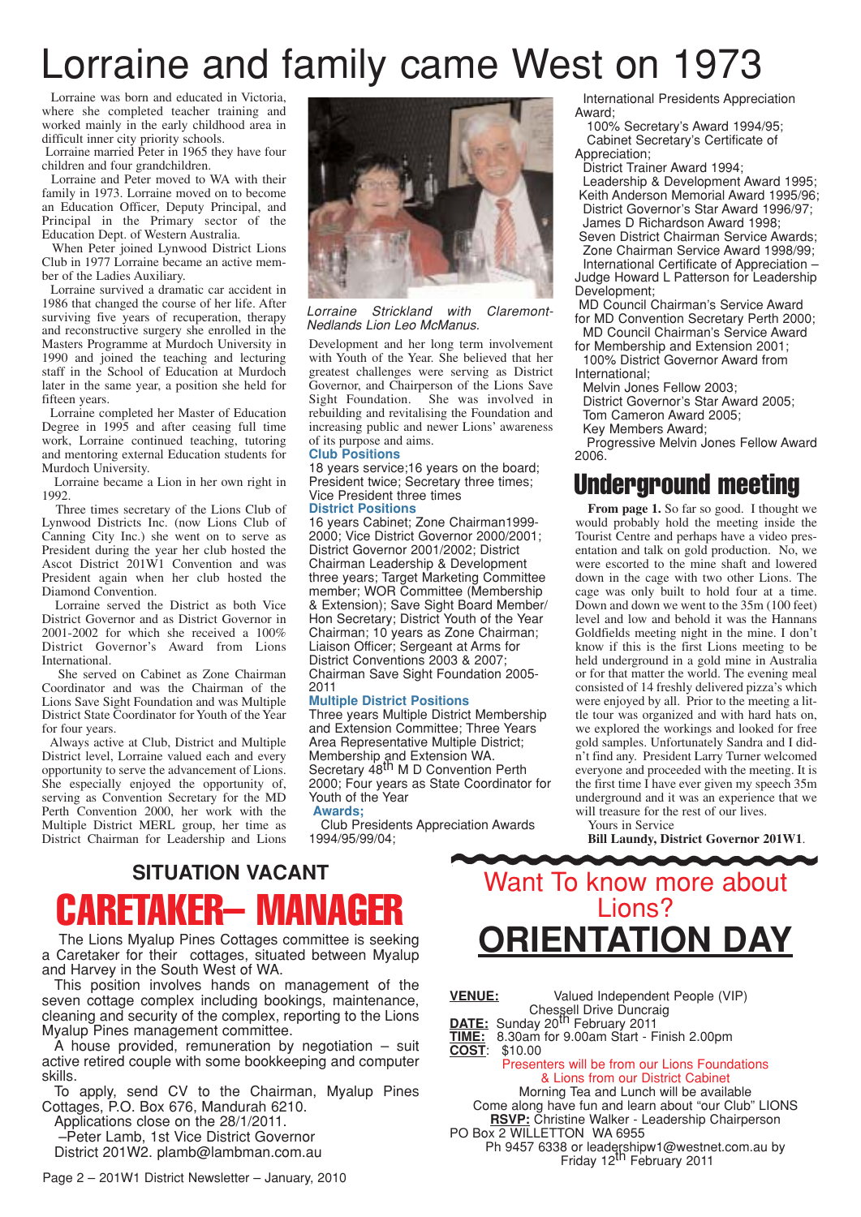# Lorraine and family came West on 1973

Lorraine was born and educated in Victoria, where she completed teacher training and worked mainly in the early childhood area in difficult inner city priority schools.

Lorraine married Peter in 1965 they have four children and four grandchildren.

Lorraine and Peter moved to WA with their family in 1973. Lorraine moved on to become an Education Officer, Deputy Principal, and Principal in the Primary sector of the Education Dept. of Western Australia.

When Peter joined Lynwood District Lions Club in 1977 Lorraine became an active member of the Ladies Auxiliary.

Lorraine survived a dramatic car accident in 1986 that changed the course of her life. After surviving five years of recuperation, therapy and reconstructive surgery she enrolled in the Masters Programme at Murdoch University in 1990 and joined the teaching and lecturing staff in the School of Education at Murdoch later in the same year, a position she held for fifteen years.

Lorraine completed her Master of Education Degree in 1995 and after ceasing full time work, Lorraine continued teaching, tutoring and mentoring external Education students for Murdoch University.

Lorraine became a Lion in her own right in 1992.

Three times secretary of the Lions Club of Lynwood Districts Inc. (now Lions Club of Canning City Inc.) she went on to serve as President during the year her club hosted the Ascot District 201W1 Convention and was President again when her club hosted the Diamond Convention.

Lorraine served the District as both Vice District Governor and as District Governor in 2001-2002 for which she received a 100% District Governor's Award from Lions International.

She served on Cabinet as Zone Chairman Coordinator and was the Chairman of the Lions Save Sight Foundation and was Multiple District State Coordinator for Youth of the Year for four years.

Always active at Club, District and Multiple District level, Lorraine valued each and every opportunity to serve the advancement of Lions. She especially enjoyed the opportunity of, serving as Convention Secretary for the MD Perth Convention 2000, her work with the Multiple District MERL group, her time as District Chairman for Leadership and Lions Development and her long term involvement with Youth of the Year. She believed that her greatest challenges were serving as District Governor, and Chairperson of the Lions Save Sight Foundation. She was involved in rebuilding and revitalising the Foundation and increasing public and newer Lions' awareness of its purpose and aims.

*Lorraine Strickland with Claremont-Nedlands Lion Leo McManus.*

### Club Positions

18 years service;16 years on the board; President twice; Secretary three times; Vice President three times

### District Positions

16 years Cabinet; Zone Chairman1999-2000; Vice District Governor 2000/2001; District Governor 2001/2002; District Chairman Leadership & Development three years; Target Marketing Committee member; WOR Committee (Membership & Extension); Save Sight Board Member/ Hon Secretary; District Youth of the Year Chairman; 10 years as Zone Chairman; Liaison Officer; Sergeant at Arms for District Conventions 2003 & 2007; Chairman Save Sight Foundation 2005-2011

### Multiple District Positions

Three years Multiple District Membership and Extension Committee; Three Years Area Representative Multiple District; Membership and Extension WA. Secretary 48th M D Convention Perth 2000; Four years as State Coordinator for Youth of the Year

### Awards;

Club Presidents Appreciation Awards 1994/95/99/04;
International Presidents Appreciation Award;
100% Secretary's Award 1994/95;
Cabinet Secretary's Certificate of Appreciation;
District Trainer Award 1994;
Leadership & Development Award 1995;
Keith Anderson Memorial Award 1995/96;
District Governor's Star Award 1996/97;
James D Richardson Award 1998;
Seven District Chairman Service Awards;
Zone Chairman Service Award 1998/99;
International Certificate of Appreciation – Judge Howard L Patterson for Leadership Development;
MD Council Chairman's Service Award for MD Convention Secretary Perth 2000;
MD Council Chairman's Service Award for Membership and Extension 2001;
100% District Governor Award from International;
Melvin Jones Fellow 2003;
District Governor's Star Award 2005;
Tom Cameron Award 2005;
Key Members Award;
Progressive Melvin Jones Fellow Award 2006.

## Underground meeting

**From page 1.** So far so good. I thought we would probably hold the meeting inside the Tourist Centre and perhaps have a video presentation and talk on gold production. No, we were escorted to the mine shaft and lowered down in the cage with two other Lions. The cage was only built to hold four at a time. Down and down we went to the 35m (100 feet) level and low and behold it was the Hannans Goldfields meeting night in the mine. I don't know if this is the first Lions meeting to be held underground in a gold mine in Australia or for that matter the world. The evening meal consisted of 14 freshly delivered pizza's which were enjoyed by all. Prior to the meeting a little tour was organized and with hard hats on, we explored the workings and looked for free gold samples. Unfortunately Sandra and I didn't find any. President Larry Turner welcomed everyone and proceeded with the meeting. It is the first time I have ever given my speech 35m underground and it was an experience that we will treasure for the rest of our lives.

Yours in Service

**Bill Laundy, District Governor 201W1**.

## SITUATION VACANT

# CARETAKER– MANAGER

The Lions Myalup Pines Cottages committee is seeking a Caretaker for their cottages, situated between Myalup and Harvey in the South West of WA.

This position involves hands on management of the seven cottage complex including bookings, maintenance, cleaning and security of the complex, reporting to the Lions Myalup Pines management committee.

A house provided, remuneration by negotiation – suit active retired couple with some bookkeeping and computer skills.

To apply, send CV to the Chairman, Myalup Pines Cottages, P.O. Box 676, Mandurah 6210.

Applications close on the 28/1/2011.

–Peter Lamb, 1st Vice District Governor
District 201W2. plamb@lambman.com.au

## Want To know more about Lions?

# ORIENTATION DAY

**VENUE:** Valued Independent People (VIP)
Chessell Drive Duncraig
**DATE:** Sunday 20th February 2011
**TIME:** 8.30am for 9.00am Start - Finish 2.00pm
**COST**: $10.00

Presenters will be from our Lions Foundations & Lions from our District Cabinet

Morning Tea and Lunch will be available

Come along have fun and learn about "our Club" LIONS

**RSVP:** Christine Walker - Leadership Chairperson
PO Box 2 WILLETTON WA 6955
Ph 9457 6338 or leadershipw1@westnet.com.au by Friday 12th February 2011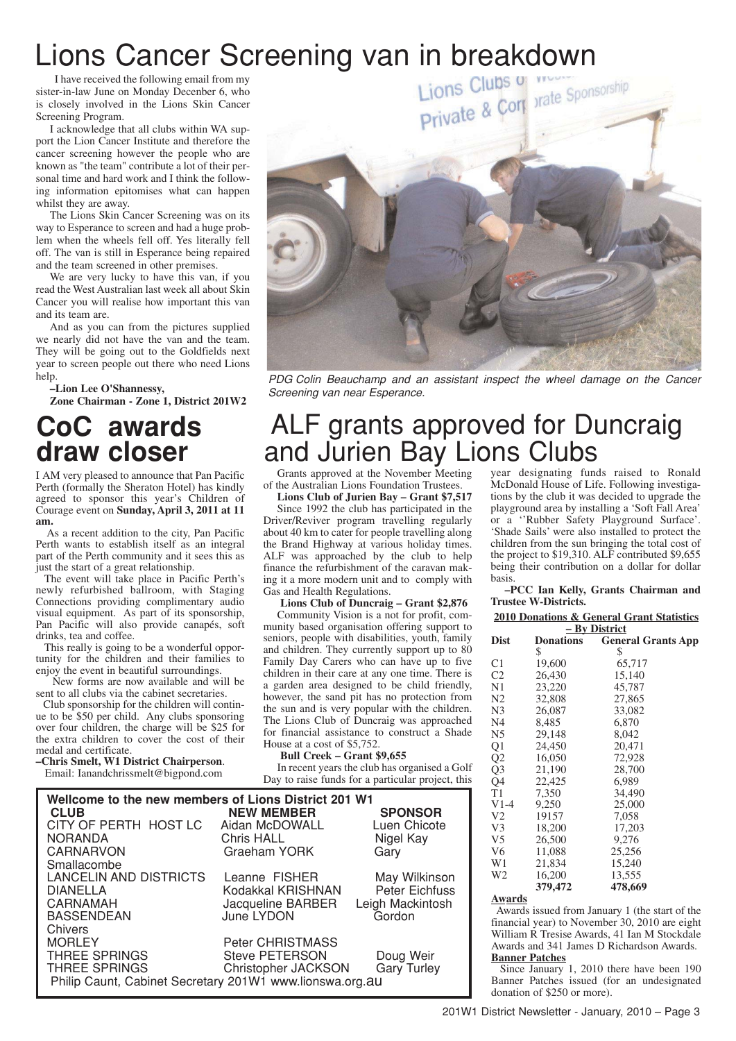# Lions Cancer Screening van in breakdown

I have received the following email from my sister-in-law June on Monday Decenber 6, who is closely involved in the Lions Skin Cancer Screening Program.

I acknowledge that all clubs within WA support the Lion Cancer Institute and therefore the cancer screening however the people who are known as "the team" contribute a lot of their personal time and hard work and I think the following information epitomises what can happen whilst they are away.

The Lions Skin Cancer Screening was on its way to Esperance to screen and had a huge problem when the wheels fell off. Yes literally fell off. The van is still in Esperance being repaired and the team screened in other premises.

We are very lucky to have this van, if you read the West Australian last week all about Skin Cancer you will realise how important this van and its team are.

And as you can from the pictures supplied we nearly did not have the van and the team. They will be going out to the Goldfields next year to screen people out there who need Lions help.

**–Lion Lee O'Shannessy,**
**Zone Chairman - Zone 1, District 201W2**

*PDG Colin Beauchamp and an assistant inspect the wheel damage on the Cancer Screening van near Esperance.*

# CoC awards draw closer

I AM very pleased to announce that Pan Pacific Perth (formally the Sheraton Hotel) has kindly agreed to sponsor this year's Children of Courage event on **Sunday, April 3, 2011 at 11 am.**

As a recent addition to the city, Pan Pacific Perth wants to establish itself as an integral part of the Perth community and it sees this as just the start of a great relationship.

The event will take place in Pacific Perth's newly refurbished ballroom, with Staging Connections providing complimentary audio visual equipment. As part of its sponsorship, Pan Pacific will also provide canapés, soft drinks, tea and coffee.

This really is going to be a wonderful opportunity for the children and their families to enjoy the event in beautiful surroundings.

New forms are now available and will be sent to all clubs via the cabinet secretaries.

Club sponsorship for the children will continue to be $50 per child. Any clubs sponsoring over four children, the charge will be $25 for the extra children to cover the cost of their medal and certificate.

**–Chris Smelt, W1 District Chairperson**.
Email: Ianandchrissmelt@bigpond.com

# ALF grants approved for Duncraig and Jurien Bay Lions Clubs

Grants approved at the November Meeting of the Australian Lions Foundation Trustees.

**Lions Club of Jurien Bay – Grant $7,517**

Since 1992 the club has participated in the Driver/Reviver program travelling regularly about 40 km to cater for people travelling along the Brand Highway at various holiday times. ALF was approached by the club to help finance the refurbishment of the caravan making it a more modern unit and to comply with Gas and Health Regulations.

**Lions Club of Duncraig – Grant $2,876**

Community Vision is a not for profit, community based organisation offering support to seniors, people with disabilities, youth, family and children. They currently support up to 80 Family Day Carers who can have up to five children in their care at any one time. There is a garden area designed to be child friendly, however, the sand pit has no protection from the sun and is very popular with the children. The Lions Club of Duncraig was approached for financial assistance to construct a Shade House at a cost of $5,752.

**Bull Creek – Grant $9,655**

In recent years the club has organised a Golf Day to raise funds for a particular project, this year designating funds raised to Ronald McDonald House of Life. Following investigations by the club it was decided to upgrade the playground area by installing a 'Soft Fall Area' or a ''Rubber Safety Playground Surface'. 'Shade Sails' were also installed to protect the children from the sun bringing the total cost of the project to $19,310. ALF contributed $9,655 being their contribution on a dollar for dollar basis.

**–PCC Ian Kelly, Grants Chairman and Trustee W-Districts.**

**Wellcome to the new members of Lions District 201 W1**

| CLUB | NEW MEMBER | SPONSOR |
|---|---|---|
| CITY OF PERTH HOST LC | Aidan McDOWALL | Luen Chicote |
| NORANDA | Chris HALL | Nigel Kay |
| CARNARVON | Graeham YORK | Gary Smallacombe |
| LANCELIN AND DISTRICTS | Leanne FISHER | May Wilkinson |
| DIANELLA | Kodakkal KRISHNAN | Peter Eichfuss |
| CARNAMAH | Jacqueline BARBER | Leigh Mackintosh |
| BASSENDEAN | June LYDON | Gordon Chivers |
| MORLEY | Peter CHRISTMASS | |
| THREE SPRINGS | Steve PETERSON | Doug Weir |
| THREE SPRINGS | Christopher JACKSON | Gary Turley |

Philip Caunt, Cabinet Secretary 201W1 www.lionswa.org.au

**2010 Donations & General Grant Statistics – By District**

| Dist | Donations | General Grants App |
|---|---|---|
| | $ | $ |
| C1 | 19,600 | 65,717 |
| C2 | 26,430 | 15,140 |
| N1 | 23,220 | 45,787 |
| N2 | 32,808 | 27,865 |
| N3 | 26,087 | 33,082 |
| N4 | 8,485 | 6,870 |
| N5 | 29,148 | 8,042 |
| Q1 | 24,450 | 20,471 |
| Q2 | 16,050 | 72,928 |
| Q3 | 21,190 | 28,700 |
| Q4 | 22,425 | 6,989 |
| T1 | 7,350 | 34,490 |
| V1-4 | 9,250 | 25,000 |
| V2 | 19157 | 7,058 |
| V3 | 18,200 | 17,203 |
| V5 | 26,500 | 9,276 |
| V6 | 11,088 | 25,256 |
| W1 | 21,834 | 15,240 |
| W2 | 16,200 | 13,555 |
| | **379,472** | **478,669** |

**Awards**

Awards issued from January 1 (the start of the financial year) to November 30, 2010 are eight William R Tresise Awards, 41 Ian M Stockdale Awards and 341 James D Richardson Awards.

**Banner Patches**

Since January 1, 2010 there have been 190 Banner Patches issued (for an undesignated donation of $250 or more).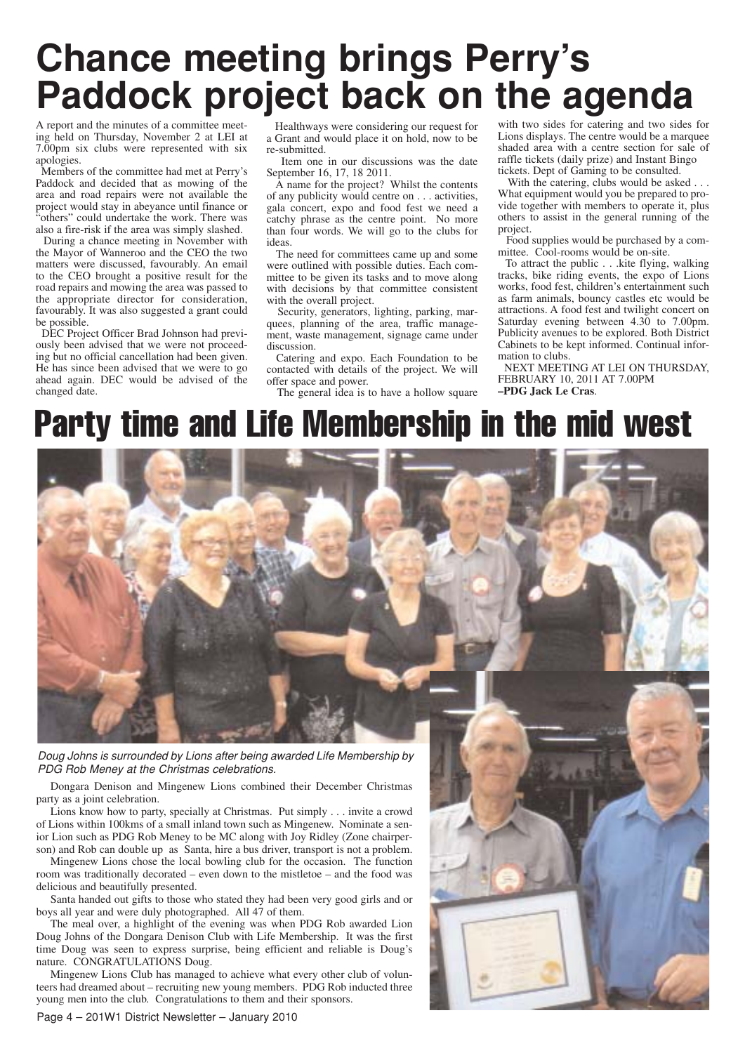# Chance meeting brings Perry's Paddock project back on the agenda

A report and the minutes of a committee meeting held on Thursday, November 2 at LEI at 7.00pm six clubs were represented with six apologies.

Members of the committee had met at Perry's Paddock and decided that as mowing of the area and road repairs were not available the project would stay in abeyance until finance or "others" could undertake the work. There was also a fire-risk if the area was simply slashed.

During a chance meeting in November with the Mayor of Wanneroo and the CEO the two matters were discussed, favourably. An email to the CEO brought a positive result for the road repairs and mowing the area was passed to the appropriate director for consideration, favourably. It was also suggested a grant could be possible.

DEC Project Officer Brad Johnson had previously been advised that we were not proceeding but no official cancellation had been given. He has since been advised that we were to go ahead again. DEC would be advised of the changed date.

Healthways were considering our request for a Grant and would place it on hold, now to be re-submitted.

Item one in our discussions was the date September 16, 17, 18 2011.

A name for the project? Whilst the contents of any publicity would centre on . . . activities, gala concert, expo and food fest we need a catchy phrase as the centre point. No more than four words. We will go to the clubs for ideas.

The need for committees came up and some were outlined with possible duties. Each committee to be given its tasks and to move along with decisions by that committee consistent with the overall project.

Security, generators, lighting, parking, marquees, planning of the area, traffic management, waste management, signage came under discussion.

Catering and expo. Each Foundation to be contacted with details of the project. We will offer space and power.

The general idea is to have a hollow square with two sides for catering and two sides for Lions displays. The centre would be a marquee shaded area with a centre section for sale of raffle tickets (daily prize) and Instant Bingo tickets. Dept of Gaming to be consulted.

With the catering, clubs would be asked . . . What equipment would you be prepared to provide together with members to operate it, plus others to assist in the general running of the project.

Food supplies would be purchased by a committee. Cool-rooms would be on-site.

To attract the public . . .kite flying, walking tracks, bike riding events, the expo of Lions works, food fest, children's entertainment such as farm animals, bouncy castles etc would be attractions. A food fest and twilight concert on Saturday evening between 4.30 to 7.00pm. Publicity avenues to be explored. Both District Cabinets to be kept informed. Continual information to clubs.

NEXT MEETING AT LEI ON THURSDAY, FEBRUARY 10, 2011 AT 7.00PM
**–PDG Jack Le Cras**.

# Party time and Life Membership in the mid west

*Doug Johns is surrounded by Lions after being awarded Life Membership by PDG Rob Meney at the Christmas celebrations.*

Dongara Denison and Mingenew Lions combined their December Christmas party as a joint celebration.

Lions know how to party, specially at Christmas. Put simply . . . invite a crowd of Lions within 100kms of a small inland town such as Mingenew. Nominate a senior Lion such as PDG Rob Meney to be MC along with Joy Ridley (Zone chairperson) and Rob can double up as Santa, hire a bus driver, transport is not a problem.

Mingenew Lions chose the local bowling club for the occasion. The function room was traditionally decorated – even down to the mistletoe – and the food was delicious and beautifully presented.

Santa handed out gifts to those who stated they had been very good girls and or boys all year and were duly photographed. All 47 of them.

The meal over, a highlight of the evening was when PDG Rob awarded Lion Doug Johns of the Dongara Denison Club with Life Membership. It was the first time Doug was seen to express surprise, being efficient and reliable is Doug's nature. CONGRATULATIONS Doug.

Mingenew Lions Club has managed to achieve what every other club of volunteers had dreamed about – recruiting new young members. PDG Rob inducted three young men into the club. Congratulations to them and their sponsors.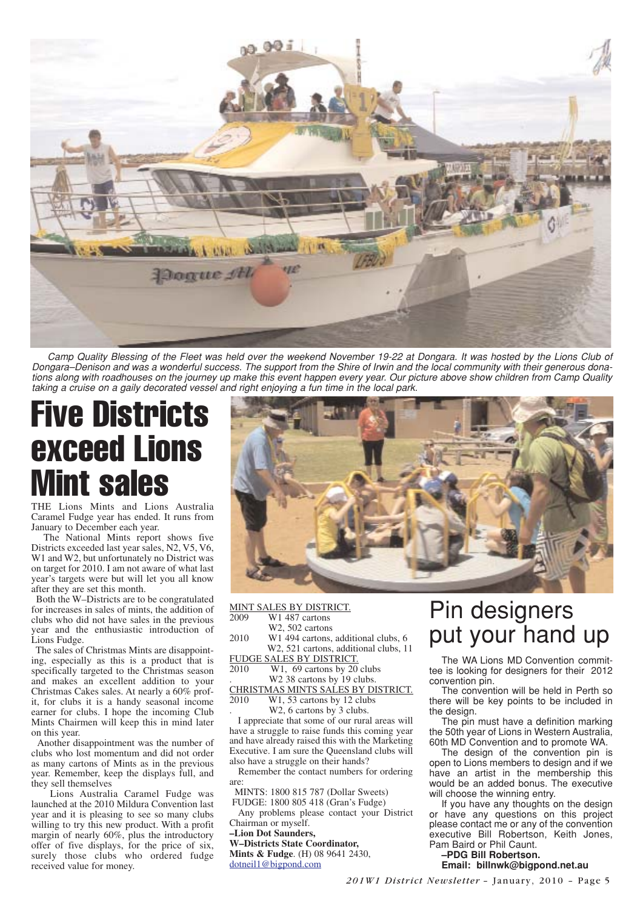*Camp Quality Blessing of the Fleet was held over the weekend November 19-22 at Dongara. It was hosted by the Lions Club of Dongara–Denison and was a wonderful success. The support from the Shire of Irwin and the local community with their generous donations along with roadhouses on the journey up make this event happen every year. Our picture above show children from Camp Quality taking a cruise on a gaily decorated vessel and right enjoying a fun time in the local park.*

# Five Districts exceed Lions Mint sales

THE Lions Mints and Lions Australia Caramel Fudge year has ended. It runs from January to December each year.

The National Mints report shows five Districts exceeded last year sales, N2, V5, V6, W1 and W2, but unfortunately no District was on target for 2010. I am not aware of what last year's targets were but will let you all know after they are set this month.

Both the W–Districts are to be congratulated for increases in sales of mints, the addition of clubs who did not have sales in the previous year and the enthusiastic introduction of Lions Fudge.

The sales of Christmas Mints are disappointing, especially as this is a product that is specifically targeted to the Christmas season and makes an excellent addition to your Christmas Cakes sales. At nearly a 60% profit, for clubs it is a handy seasonal income earner for clubs. I hope the incoming Club Mints Chairmen will keep this in mind later on this year.

Another disappointment was the number of clubs who lost momentum and did not order as many cartons of Mints as in the previous year. Remember, keep the displays full, and they sell themselves

Lions Australia Caramel Fudge was launched at the 2010 Mildura Convention last year and it is pleasing to see so many clubs willing to try this new product. With a profit margin of nearly 60%, plus the introductory offer of five displays, for the price of six, surely those clubs who ordered fudge received value for money.

MINT SALES BY DISTRICT.

2009 W1 487 cartons
W2, 502 cartons

2010 W1 494 cartons, additional clubs, 6
W2, 521 cartons, additional clubs, 11

FUDGE SALES BY DISTRICT.

2010 W1, 69 cartons by 20 clubs
W2 38 cartons by 19 clubs.

CHRISTMAS MINTS SALES BY DISTRICT.

2010 W1, 53 cartons by 12 clubs
W2, 6 cartons by 3 clubs.

I appreciate that some of our rural areas will have a struggle to raise funds this coming year and have already raised this with the Marketing Executive. I am sure the Queensland clubs will also have a struggle on their hands?

Remember the contact numbers for ordering are:

MINTS: 1800 815 787 (Dollar Sweets)
FUDGE: 1800 805 418 (Gran's Fudge)

Any problems please contact your District Chairman or myself.

**–Lion Dot Saunders,**
**W–Districts State Coordinator,**
**Mints & Fudge**. (H) 08 9641 2430,
dotneil1@bigpond.com

# Pin designers put your hand up

The WA Lions MD Convention committee is looking for designers for their 2012 convention pin.

The convention will be held in Perth so there will be key points to be included in the design.

The pin must have a definition marking the 50th year of Lions in Western Australia, 60th MD Convention and to promote WA.

The design of the convention pin is open to Lions members to design and if we have an artist in the membership this would be an added bonus. The executive will choose the winning entry.

If you have any thoughts on the design or have any questions on this project please contact me or any of the convention executive Bill Robertson, Keith Jones, Pam Baird or Phil Caunt.

**–PDG Bill Robertson.**
**Email: billnwk@bigpond.net.au**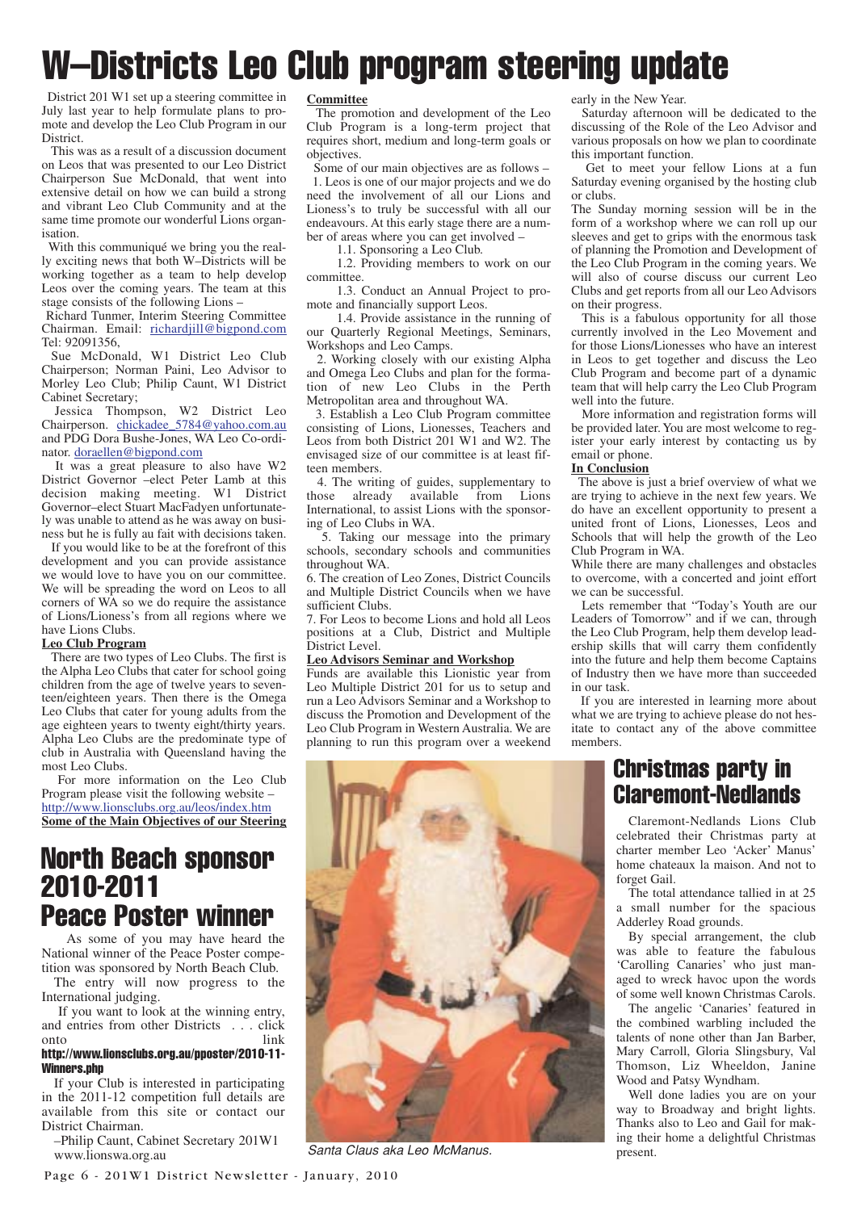# W–Districts Leo Club program steering update

District 201 W1 set up a steering committee in July last year to help formulate plans to promote and develop the Leo Club Program in our District.

This was as a result of a discussion document on Leos that was presented to our Leo District Chairperson Sue McDonald, that went into extensive detail on how we can build a strong and vibrant Leo Club Community and at the same time promote our wonderful Lions organisation.

With this communiqué we bring you the really exciting news that both W–Districts will be working together as a team to help develop Leos over the coming years. The team at this stage consists of the following Lions –

Richard Tunmer, Interim Steering Committee Chairman. Email: richardjill@bigpond.com Tel: 92091356,

Sue McDonald, W1 District Leo Club Chairperson; Norman Paini, Leo Advisor to Morley Leo Club; Philip Caunt, W1 District Cabinet Secretary;

Jessica Thompson, W2 District Leo Chairperson. chickadee_5784@yahoo.com.au and PDG Dora Bushe-Jones, WA Leo Co-ordinator. doraellen@bigpond.com

It was a great pleasure to also have W2 District Governor –elect Peter Lamb at this decision making meeting. W1 District Governor–elect Stuart MacFadyen unfortunately was unable to attend as he was away on business but he is fully au fait with decisions taken.

If you would like to be at the forefront of this development and you can provide assistance we would love to have you on our committee. We will be spreading the word on Leos to all corners of WA so we do require the assistance of Lions/Lioness's from all regions where we have Lions Clubs.

**Leo Club Program**

There are two types of Leo Clubs. The first is the Alpha Leo Clubs that cater for school going children from the age of twelve years to seventeen/eighteen years. Then there is the Omega Leo Clubs that cater for young adults from the age eighteen years to twenty eight/thirty years. Alpha Leo Clubs are the predominate type of club in Australia with Queensland having the most Leo Clubs.

For more information on the Leo Club Program please visit the following website – http://www.lionsclubs.org.au/leos/index.htm

**Some of the Main Objectives of our Steering Committee**

The promotion and development of the Leo Club Program is a long-term project that requires short, medium and long-term goals or objectives.

Some of our main objectives are as follows –

1. Leos is one of our major projects and we do need the involvement of all our Lions and Lioness's to truly be successful with all our endeavours. At this early stage there are a number of areas where you can get involved –

1.1. Sponsoring a Leo Club.

1.2. Providing members to work on our committee.

1.3. Conduct an Annual Project to promote and financially support Leos.

1.4. Provide assistance in the running of our Quarterly Regional Meetings, Seminars, Workshops and Leo Camps.

2. Working closely with our existing Alpha and Omega Leo Clubs and plan for the formation of new Leo Clubs in the Perth Metropolitan area and throughout WA.

3. Establish a Leo Club Program committee consisting of Lions, Lionesses, Teachers and Leos from both District 201 W1 and W2. The envisaged size of our committee is at least fifteen members.

4. The writing of guides, supplementary to those already available from Lions International, to assist Lions with the sponsoring of Leo Clubs in WA.

5. Taking our message into the primary schools, secondary schools and communities throughout WA.

6. The creation of Leo Zones, District Councils and Multiple District Councils when we have sufficient Clubs.

7. For Leos to become Lions and hold all Leos positions at a Club, District and Multiple District Level.

**Leo Advisors Seminar and Workshop**

Funds are available this Lionistic year from Leo Multiple District 201 for us to setup and run a Leo Advisors Seminar and a Workshop to discuss the Promotion and Development of the Leo Club Program in Western Australia. We are planning to run this program over a weekend early in the New Year.

Saturday afternoon will be dedicated to the discussing of the Role of the Leo Advisor and various proposals on how we plan to coordinate this important function.

Get to meet your fellow Lions at a fun Saturday evening organised by the hosting club or clubs.

The Sunday morning session will be in the form of a workshop where we can roll up our sleeves and get to grips with the enormous task of planning the Promotion and Development of the Leo Club Program in the coming years. We will also of course discuss our current Leo Clubs and get reports from all our Leo Advisors on their progress.

This is a fabulous opportunity for all those currently involved in the Leo Movement and for those Lions/Lionesses who have an interest in Leos to get together and discuss the Leo Club Program and become part of a dynamic team that will help carry the Leo Club Program well into the future.

More information and registration forms will be provided later. You are most welcome to register your early interest by contacting us by email or phone.

**In Conclusion**

The above is just a brief overview of what we are trying to achieve in the next few years. We do have an excellent opportunity to present a united front of Lions, Lionesses, Leos and Schools that will help the growth of the Leo Club Program in WA.

While there are many challenges and obstacles to overcome, with a concerted and joint effort we can be successful.

Lets remember that "Today's Youth are our Leaders of Tomorrow" and if we can, through the Leo Club Program, help them develop leadership skills that will carry them confidently into the future and help them become Captains of Industry then we have more than succeeded in our task.

If you are interested in learning more about what we are trying to achieve please do not hesitate to contact any of the above committee members.

# North Beach sponsor 2010-2011 Peace Poster winner

As some of you may have heard the National winner of the Peace Poster competition was sponsored by North Beach Club.

The entry will now progress to the International judging.

If you want to look at the winning entry, and entries from other Districts . . . click onto link

**http://www.lionsclubs.org.au/pposter/2010-11-Winners.php**

If your Club is interested in participating in the 2011-12 competition full details are available from this site or contact our District Chairman.

–Philip Caunt, Cabinet Secretary 201W1
www.lionswa.org.au

*Santa Claus aka Leo McManus.*

# Christmas party in Claremont-Nedlands

Claremont-Nedlands Lions Club celebrated their Christmas party at charter member Leo 'Acker' Manus' home chateaux la maison. And not to forget Gail.

The total attendance tallied in at 25 a small number for the spacious Adderley Road grounds.

By special arrangement, the club was able to feature the fabulous 'Carolling Canaries' who just managed to wreck havoc upon the words of some well known Christmas Carols.

The angelic 'Canaries' featured in the combined warbling included the talents of none other than Jan Barber, Mary Carroll, Gloria Slingsbury, Val Thomson, Liz Wheeldon, Janine Wood and Patsy Wyndham.

Well done ladies you are on your way to Broadway and bright lights. Thanks also to Leo and Gail for making their home a delightful Christmas present.